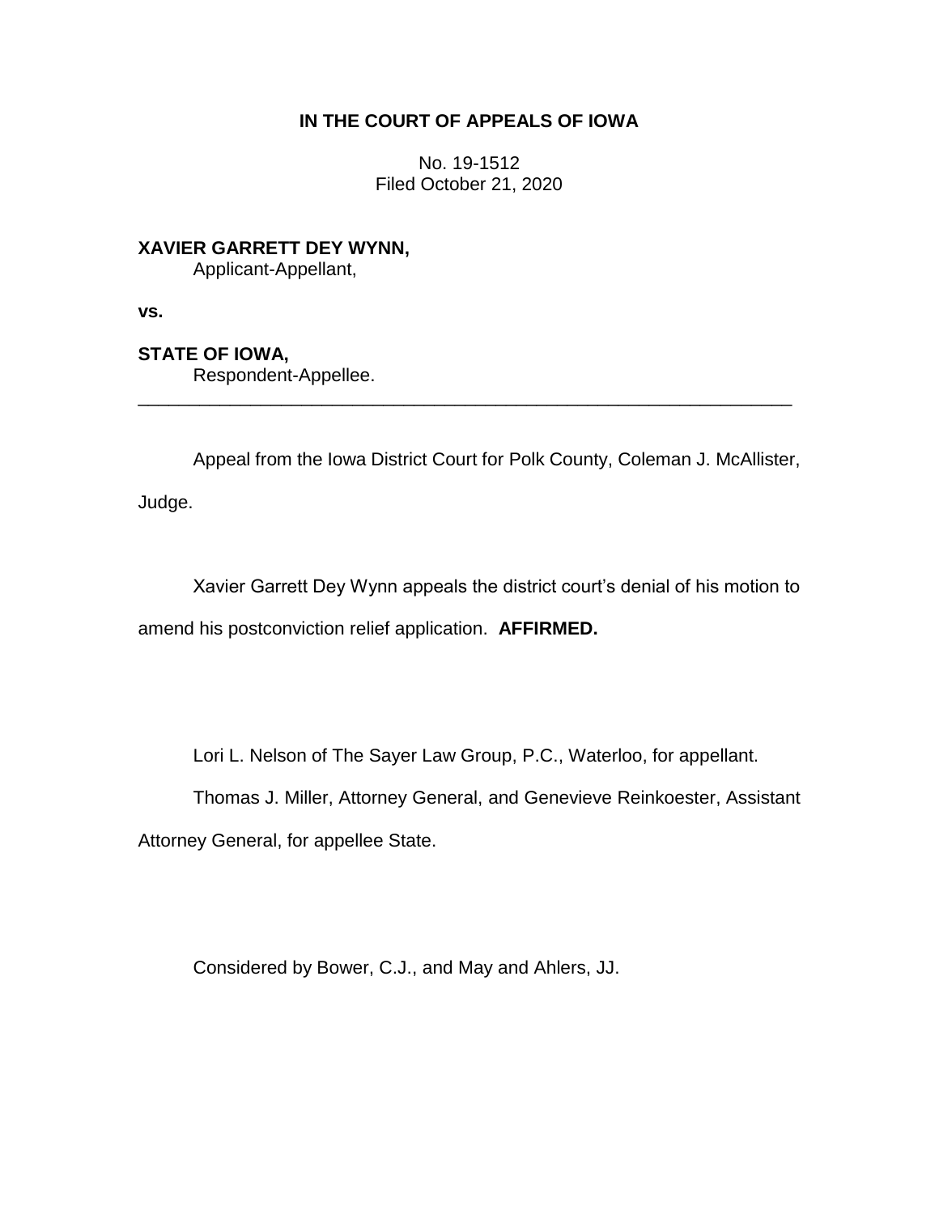# IN THE COURT OF APPEALS OF IOWA

No. 19-1512
Filed October 21, 2020

**XAVIER GARRETT DEY WYNN,**
Applicant-Appellant,

**vs.**

**STATE OF IOWA,**
Respondent-Appellee.

---

Appeal from the Iowa District Court for Polk County, Coleman J. McAllister, Judge.

Xavier Garrett Dey Wynn appeals the district court's denial of his motion to amend his postconviction relief application. **AFFIRMED.**

Lori L. Nelson of The Sayer Law Group, P.C., Waterloo, for appellant.

Thomas J. Miller, Attorney General, and Genevieve Reinkoester, Assistant Attorney General, for appellee State.

Considered by Bower, C.J., and May and Ahlers, JJ.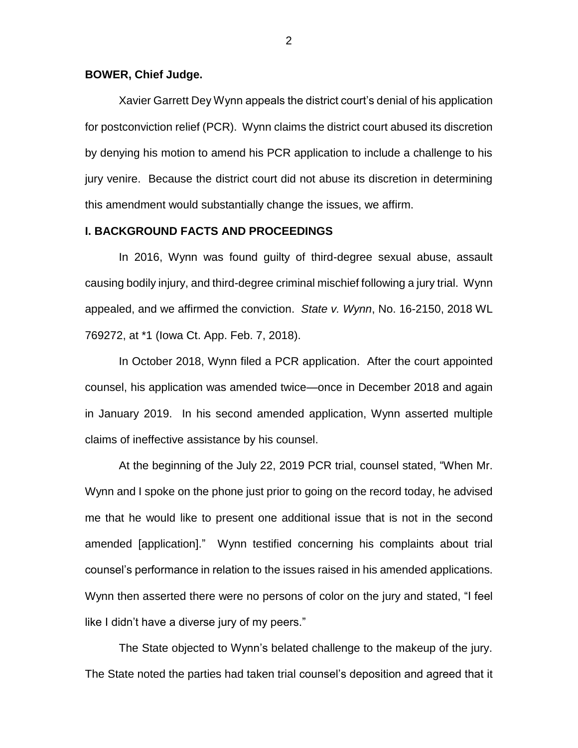**BOWER, Chief Judge.**

Xavier Garrett Dey Wynn appeals the district court's denial of his application for postconviction relief (PCR). Wynn claims the district court abused its discretion by denying his motion to amend his PCR application to include a challenge to his jury venire. Because the district court did not abuse its discretion in determining this amendment would substantially change the issues, we affirm.

## I. BACKGROUND FACTS AND PROCEEDINGS

In 2016, Wynn was found guilty of third-degree sexual abuse, assault causing bodily injury, and third-degree criminal mischief following a jury trial. Wynn appealed, and we affirmed the conviction. *State v. Wynn*, No. 16-2150, 2018 WL 769272, at *1 (Iowa Ct. App. Feb. 7, 2018).

In October 2018, Wynn filed a PCR application. After the court appointed counsel, his application was amended twice—once in December 2018 and again in January 2019. In his second amended application, Wynn asserted multiple claims of ineffective assistance by his counsel.

At the beginning of the July 22, 2019 PCR trial, counsel stated, "When Mr. Wynn and I spoke on the phone just prior to going on the record today, he advised me that he would like to present one additional issue that is not in the second amended [application]." Wynn testified concerning his complaints about trial counsel's performance in relation to the issues raised in his amended applications. Wynn then asserted there were no persons of color on the jury and stated, "I feel like I didn't have a diverse jury of my peers."

The State objected to Wynn's belated challenge to the makeup of the jury. The State noted the parties had taken trial counsel's deposition and agreed that it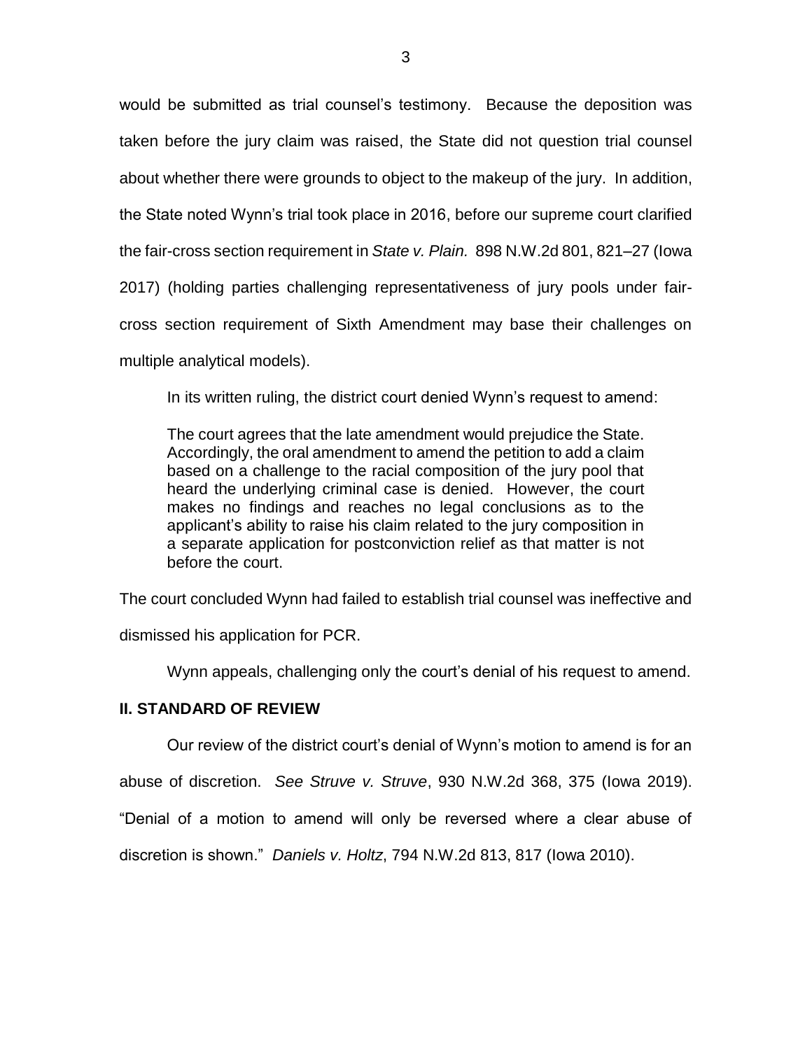would be submitted as trial counsel's testimony. Because the deposition was taken before the jury claim was raised, the State did not question trial counsel about whether there were grounds to object to the makeup of the jury. In addition, the State noted Wynn's trial took place in 2016, before our supreme court clarified the fair-cross section requirement in *State v. Plain.* 898 N.W.2d 801, 821–27 (Iowa 2017) (holding parties challenging representativeness of jury pools under fair-cross section requirement of Sixth Amendment may base their challenges on multiple analytical models).

In its written ruling, the district court denied Wynn's request to amend:

> The court agrees that the late amendment would prejudice the State. Accordingly, the oral amendment to amend the petition to add a claim based on a challenge to the racial composition of the jury pool that heard the underlying criminal case is denied. However, the court makes no findings and reaches no legal conclusions as to the applicant's ability to raise his claim related to the jury composition in a separate application for postconviction relief as that matter is not before the court.

The court concluded Wynn had failed to establish trial counsel was ineffective and dismissed his application for PCR.

Wynn appeals, challenging only the court's denial of his request to amend.

## II. STANDARD OF REVIEW

Our review of the district court's denial of Wynn's motion to amend is for an abuse of discretion. *See Struve v. Struve*, 930 N.W.2d 368, 375 (Iowa 2019). "Denial of a motion to amend will only be reversed where a clear abuse of discretion is shown." *Daniels v. Holtz*, 794 N.W.2d 813, 817 (Iowa 2010).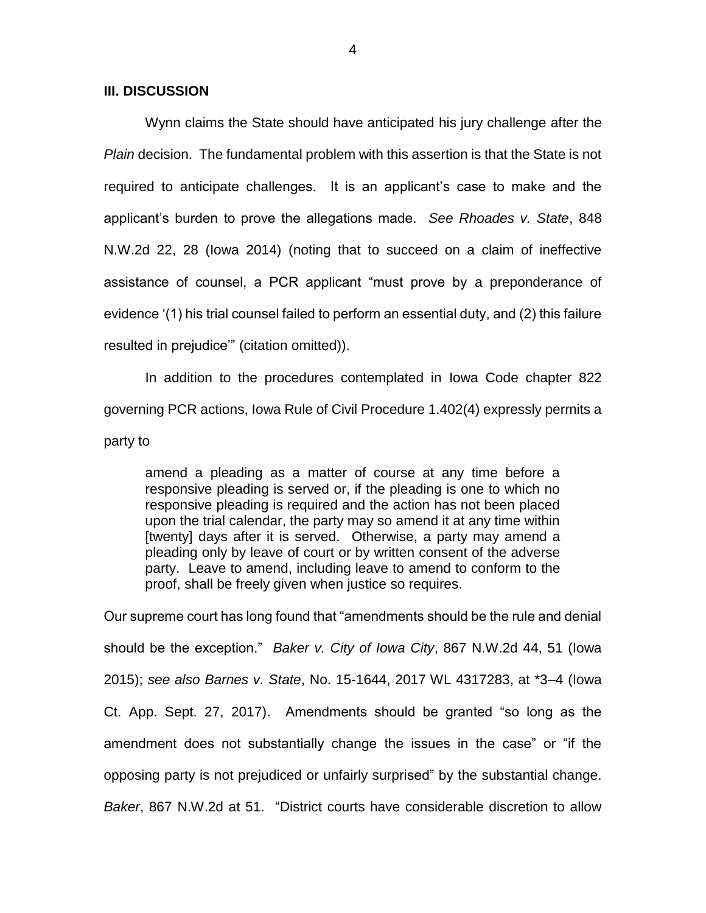### III. DISCUSSION

Wynn claims the State should have anticipated his jury challenge after the *Plain* decision. The fundamental problem with this assertion is that the State is not required to anticipate challenges. It is an applicant's case to make and the applicant's burden to prove the allegations made. *See Rhoades v. State*, 848 N.W.2d 22, 28 (Iowa 2014) (noting that to succeed on a claim of ineffective assistance of counsel, a PCR applicant "must prove by a preponderance of evidence '(1) his trial counsel failed to perform an essential duty, and (2) this failure resulted in prejudice'" (citation omitted)).

In addition to the procedures contemplated in Iowa Code chapter 822 governing PCR actions, Iowa Rule of Civil Procedure 1.402(4) expressly permits a party to

> amend a pleading as a matter of course at any time before a responsive pleading is served or, if the pleading is one to which no responsive pleading is required and the action has not been placed upon the trial calendar, the party may so amend it at any time within [twenty] days after it is served. Otherwise, a party may amend a pleading only by leave of court or by written consent of the adverse party. Leave to amend, including leave to amend to conform to the proof, shall be freely given when justice so requires.

Our supreme court has long found that "amendments should be the rule and denial should be the exception." *Baker v. City of Iowa City*, 867 N.W.2d 44, 51 (Iowa 2015); *see also Barnes v. State*, No. 15-1644, 2017 WL 4317283, at \*3–4 (Iowa Ct. App. Sept. 27, 2017). Amendments should be granted "so long as the amendment does not substantially change the issues in the case" or "if the opposing party is not prejudiced or unfairly surprised" by the substantial change. *Baker*, 867 N.W.2d at 51. "District courts have considerable discretion to allow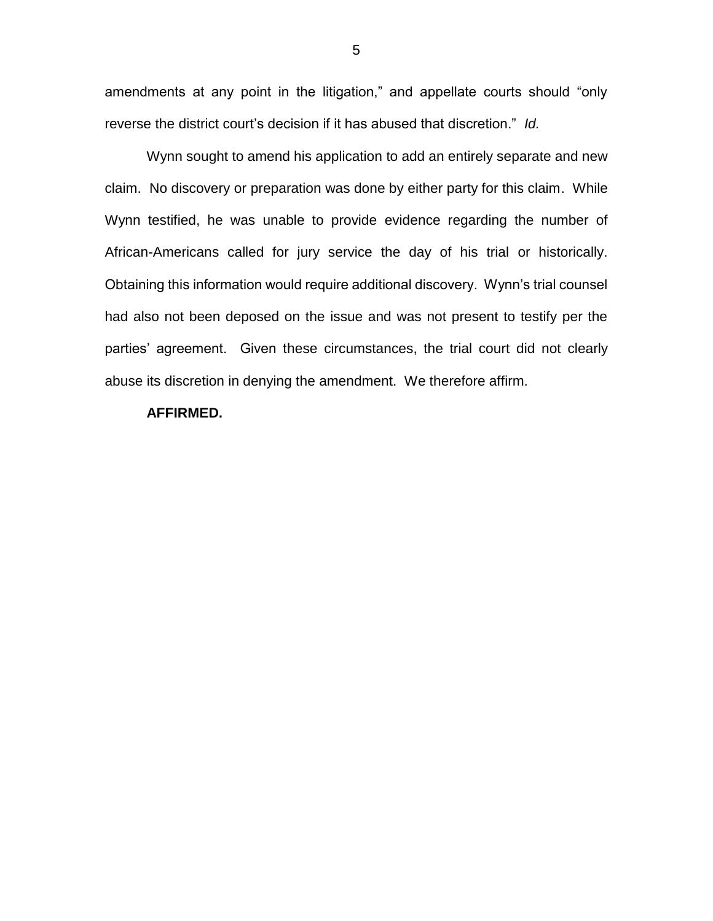amendments at any point in the litigation," and appellate courts should "only reverse the district court's decision if it has abused that discretion." *Id.*

Wynn sought to amend his application to add an entirely separate and new claim. No discovery or preparation was done by either party for this claim. While Wynn testified, he was unable to provide evidence regarding the number of African-Americans called for jury service the day of his trial or historically. Obtaining this information would require additional discovery. Wynn's trial counsel had also not been deposed on the issue and was not present to testify per the parties' agreement. Given these circumstances, the trial court did not clearly abuse its discretion in denying the amendment. We therefore affirm.

**AFFIRMED.**